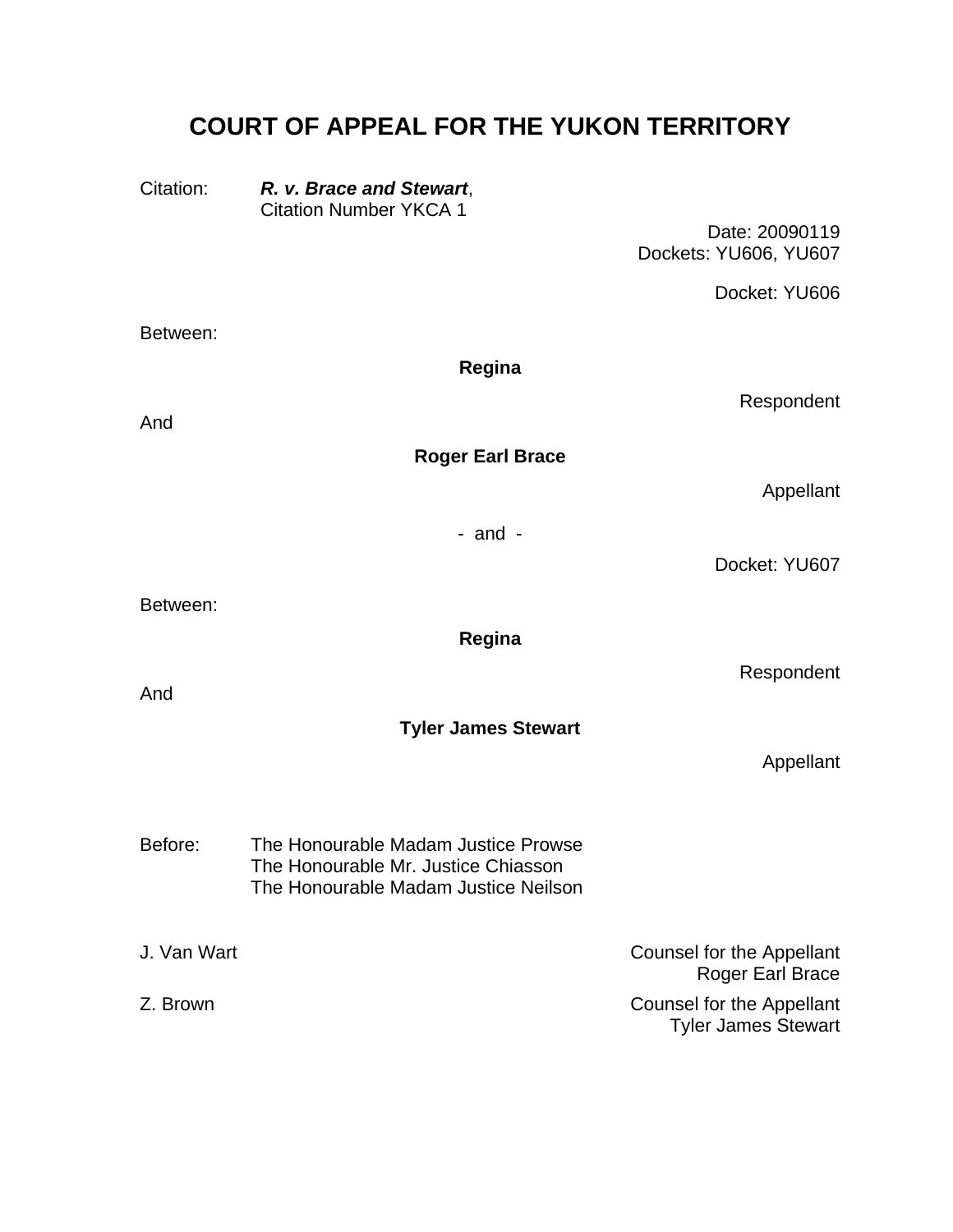# COURT OF APPEAL FOR THE YUKON TERRITORY

Citation: ***R. v. Brace and Stewart***,
Citation Number YKCA 1

Date: 20090119
Dockets: YU606, YU607

Docket: YU606

Between:

**Regina**

Respondent

And

**Roger Earl Brace**

Appellant

\- and -

Docket: YU607

Between:

**Regina**

Respondent

And

**Tyler James Stewart**

Appellant

Before: The Honourable Madam Justice Prowse
The Honourable Mr. Justice Chiasson
The Honourable Madam Justice Neilson

J. Van Wart — Counsel for the Appellant Roger Earl Brace

Z. Brown — Counsel for the Appellant Tyler James Stewart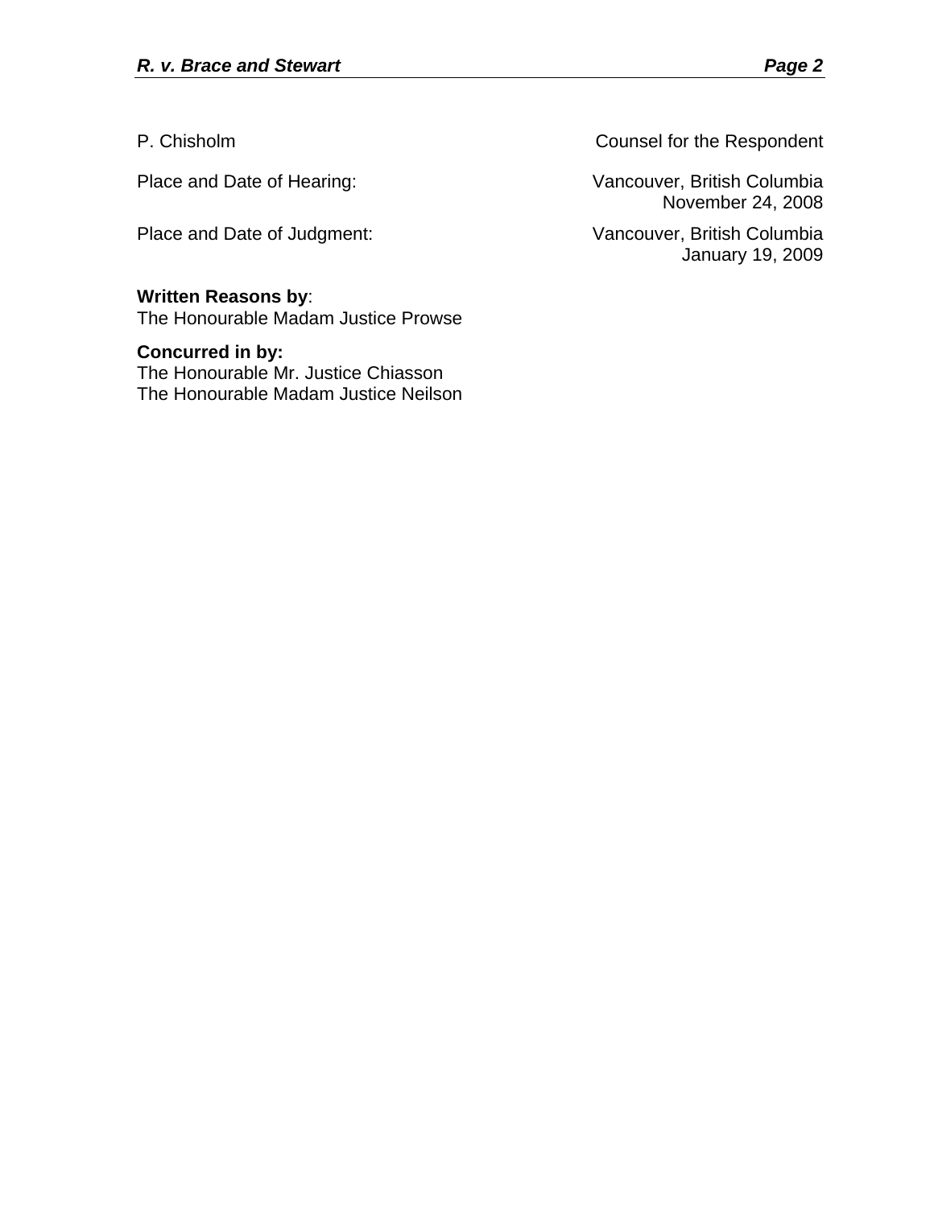| | |
|---|---|
| P. Chisholm | Counsel for the Respondent |
| Place and Date of Hearing: | Vancouver, British Columbia<br>November 24, 2008 |
| Place and Date of Judgment: | Vancouver, British Columbia<br>January 19, 2009 |

**Written Reasons by**:
The Honourable Madam Justice Prowse

**Concurred in by:**
The Honourable Mr. Justice Chiasson
The Honourable Madam Justice Neilson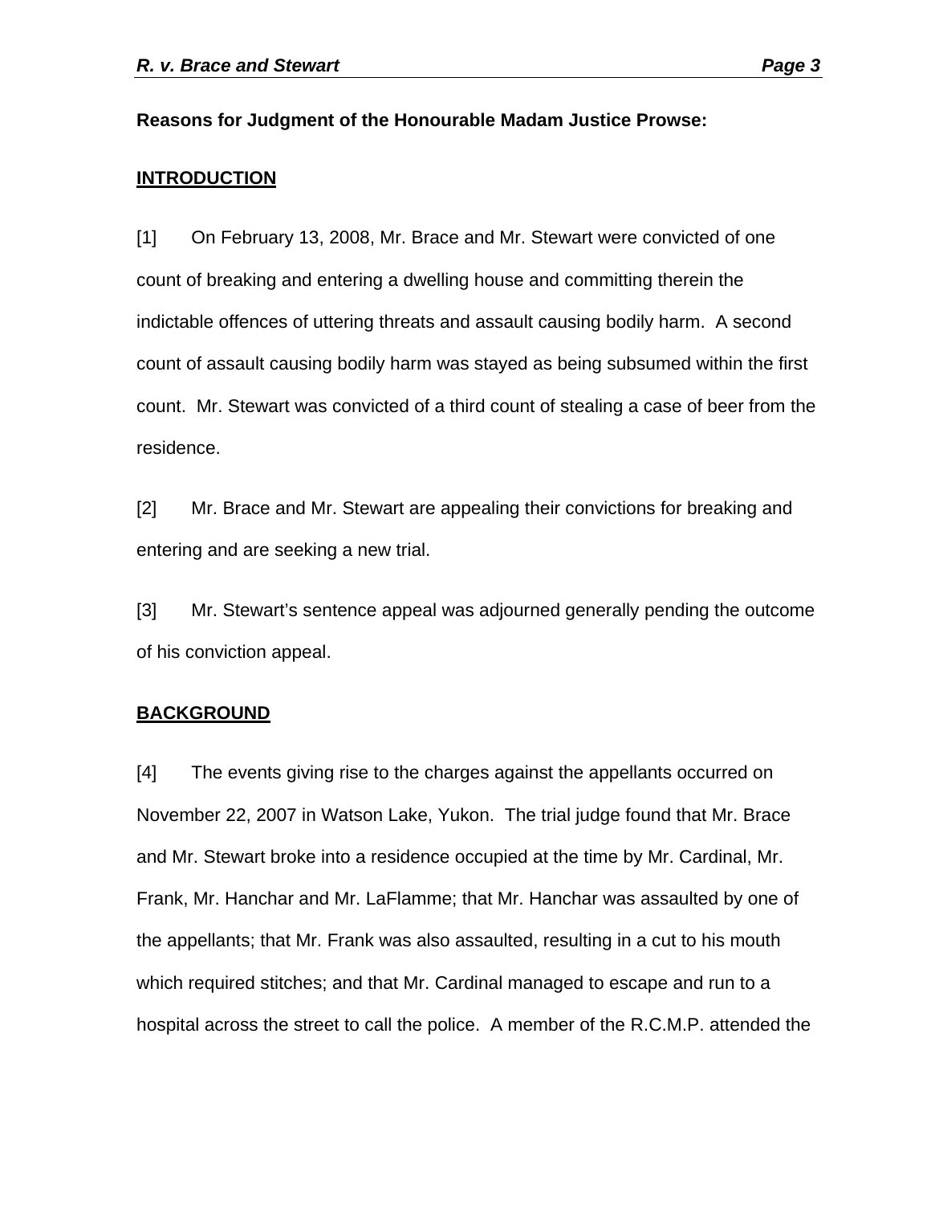**Reasons for Judgment of the Honourable Madam Justice Prowse:**

## INTRODUCTION

[1] On February 13, 2008, Mr. Brace and Mr. Stewart were convicted of one count of breaking and entering a dwelling house and committing therein the indictable offences of uttering threats and assault causing bodily harm. A second count of assault causing bodily harm was stayed as being subsumed within the first count. Mr. Stewart was convicted of a third count of stealing a case of beer from the residence.

[2] Mr. Brace and Mr. Stewart are appealing their convictions for breaking and entering and are seeking a new trial.

[3] Mr. Stewart's sentence appeal was adjourned generally pending the outcome of his conviction appeal.

## BACKGROUND

[4] The events giving rise to the charges against the appellants occurred on November 22, 2007 in Watson Lake, Yukon. The trial judge found that Mr. Brace and Mr. Stewart broke into a residence occupied at the time by Mr. Cardinal, Mr. Frank, Mr. Hanchar and Mr. LaFlamme; that Mr. Hanchar was assaulted by one of the appellants; that Mr. Frank was also assaulted, resulting in a cut to his mouth which required stitches; and that Mr. Cardinal managed to escape and run to a hospital across the street to call the police. A member of the R.C.M.P. attended the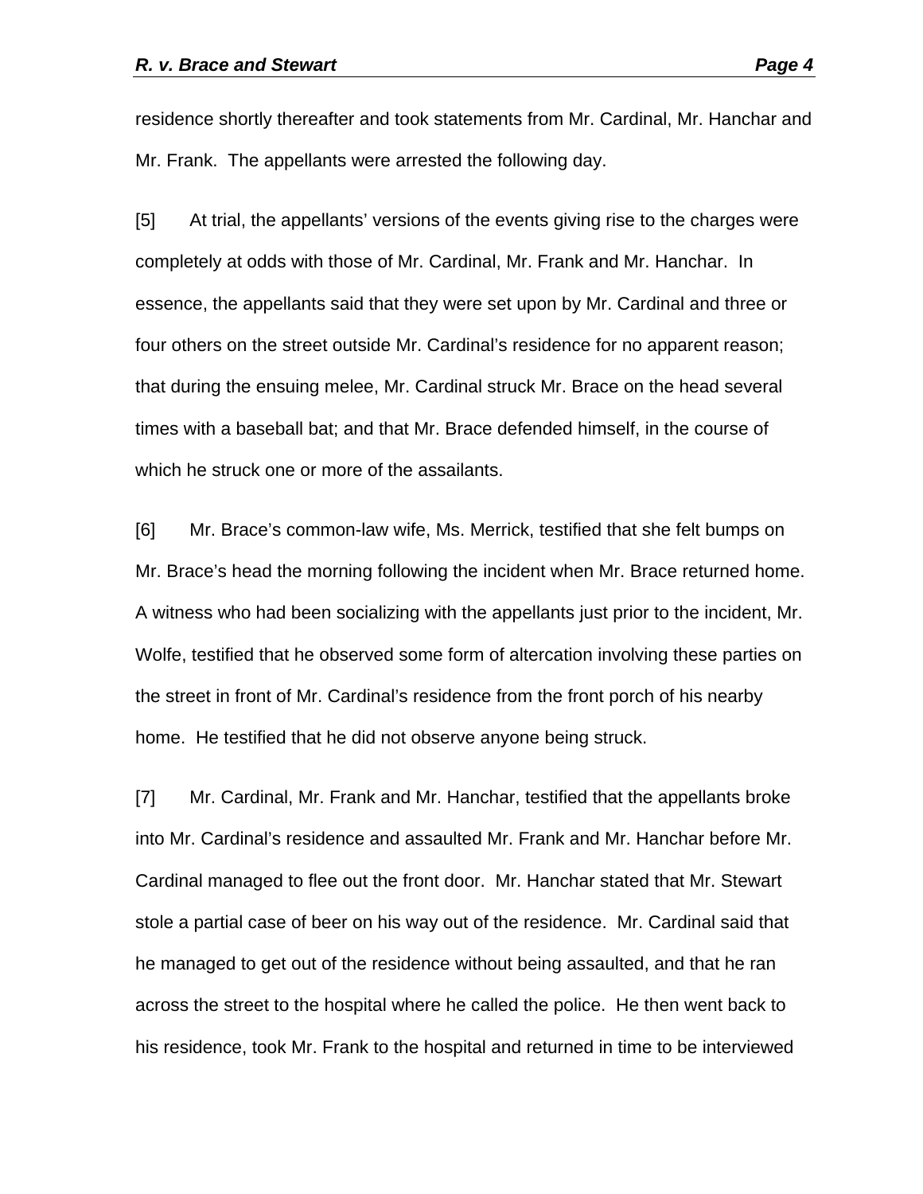residence shortly thereafter and took statements from Mr. Cardinal, Mr. Hanchar and Mr. Frank. The appellants were arrested the following day.

[5] At trial, the appellants' versions of the events giving rise to the charges were completely at odds with those of Mr. Cardinal, Mr. Frank and Mr. Hanchar. In essence, the appellants said that they were set upon by Mr. Cardinal and three or four others on the street outside Mr. Cardinal's residence for no apparent reason; that during the ensuing melee, Mr. Cardinal struck Mr. Brace on the head several times with a baseball bat; and that Mr. Brace defended himself, in the course of which he struck one or more of the assailants.

[6] Mr. Brace's common-law wife, Ms. Merrick, testified that she felt bumps on Mr. Brace's head the morning following the incident when Mr. Brace returned home. A witness who had been socializing with the appellants just prior to the incident, Mr. Wolfe, testified that he observed some form of altercation involving these parties on the street in front of Mr. Cardinal's residence from the front porch of his nearby home. He testified that he did not observe anyone being struck.

[7] Mr. Cardinal, Mr. Frank and Mr. Hanchar, testified that the appellants broke into Mr. Cardinal's residence and assaulted Mr. Frank and Mr. Hanchar before Mr. Cardinal managed to flee out the front door. Mr. Hanchar stated that Mr. Stewart stole a partial case of beer on his way out of the residence. Mr. Cardinal said that he managed to get out of the residence without being assaulted, and that he ran across the street to the hospital where he called the police. He then went back to his residence, took Mr. Frank to the hospital and returned in time to be interviewed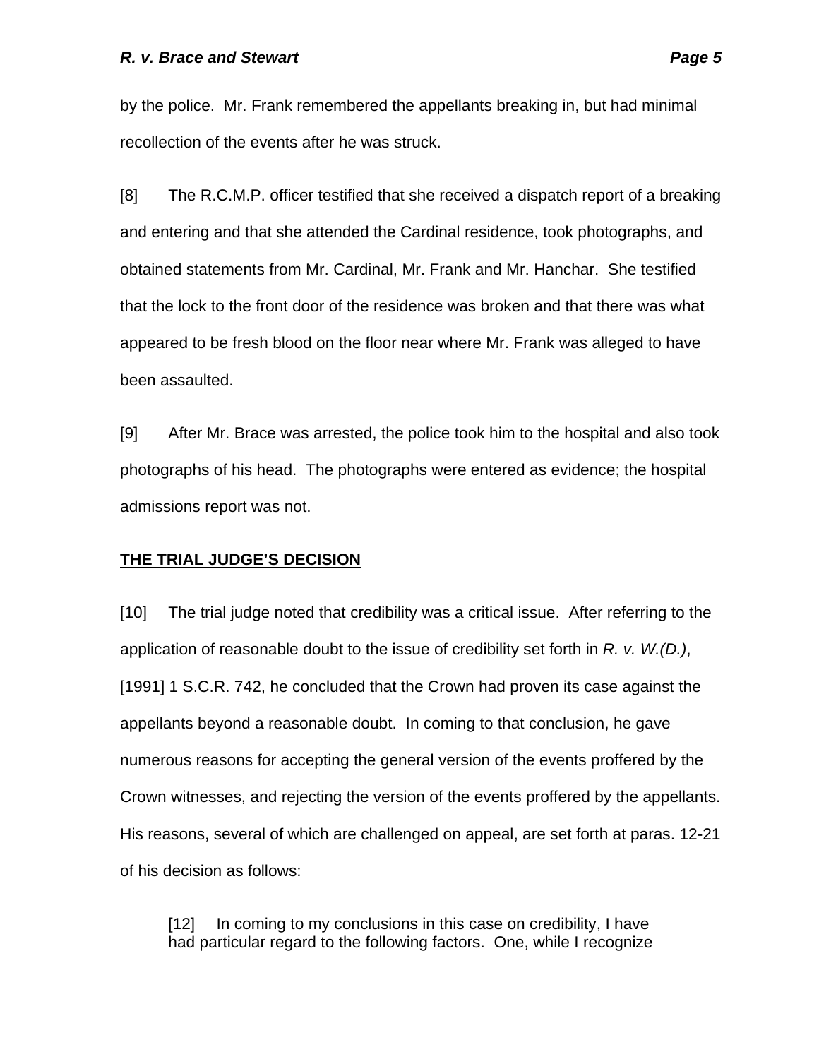by the police. Mr. Frank remembered the appellants breaking in, but had minimal recollection of the events after he was struck.

[8] The R.C.M.P. officer testified that she received a dispatch report of a breaking and entering and that she attended the Cardinal residence, took photographs, and obtained statements from Mr. Cardinal, Mr. Frank and Mr. Hanchar. She testified that the lock to the front door of the residence was broken and that there was what appeared to be fresh blood on the floor near where Mr. Frank was alleged to have been assaulted.

[9] After Mr. Brace was arrested, the police took him to the hospital and also took photographs of his head. The photographs were entered as evidence; the hospital admissions report was not.

## THE TRIAL JUDGE'S DECISION

[10] The trial judge noted that credibility was a critical issue. After referring to the application of reasonable doubt to the issue of credibility set forth in *R. v. W.(D.)*, [1991] 1 S.C.R. 742, he concluded that the Crown had proven its case against the appellants beyond a reasonable doubt. In coming to that conclusion, he gave numerous reasons for accepting the general version of the events proffered by the Crown witnesses, and rejecting the version of the events proffered by the appellants. His reasons, several of which are challenged on appeal, are set forth at paras. 12-21 of his decision as follows:

> [12] In coming to my conclusions in this case on credibility, I have had particular regard to the following factors. One, while I recognize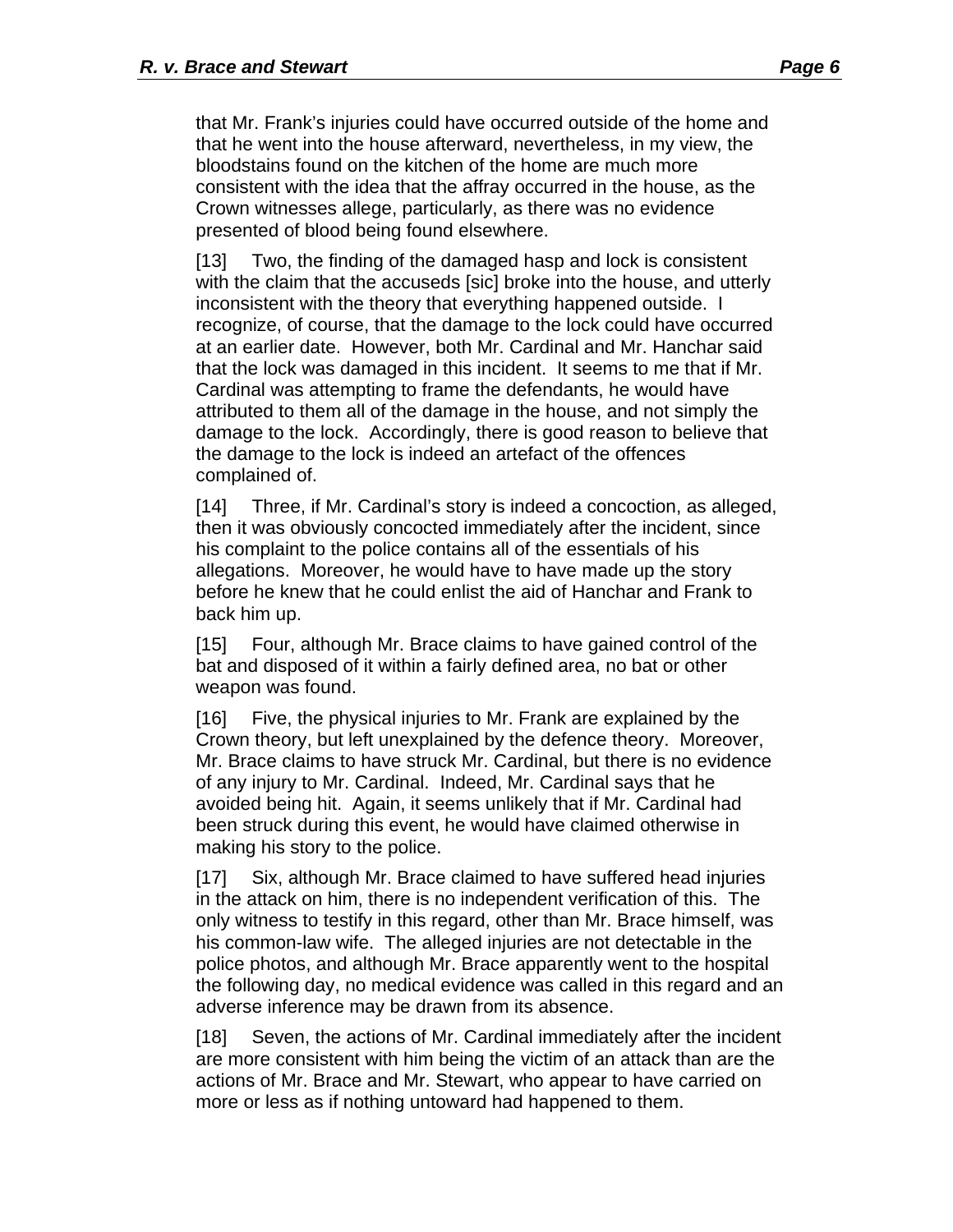that Mr. Frank's injuries could have occurred outside of the home and that he went into the house afterward, nevertheless, in my view, the bloodstains found on the kitchen of the home are much more consistent with the idea that the affray occurred in the house, as the Crown witnesses allege, particularly, as there was no evidence presented of blood being found elsewhere.

[13] Two, the finding of the damaged hasp and lock is consistent with the claim that the accuseds [sic] broke into the house, and utterly inconsistent with the theory that everything happened outside. I recognize, of course, that the damage to the lock could have occurred at an earlier date. However, both Mr. Cardinal and Mr. Hanchar said that the lock was damaged in this incident. It seems to me that if Mr. Cardinal was attempting to frame the defendants, he would have attributed to them all of the damage in the house, and not simply the damage to the lock. Accordingly, there is good reason to believe that the damage to the lock is indeed an artefact of the offences complained of.

[14] Three, if Mr. Cardinal's story is indeed a concoction, as alleged, then it was obviously concocted immediately after the incident, since his complaint to the police contains all of the essentials of his allegations. Moreover, he would have to have made up the story before he knew that he could enlist the aid of Hanchar and Frank to back him up.

[15] Four, although Mr. Brace claims to have gained control of the bat and disposed of it within a fairly defined area, no bat or other weapon was found.

[16] Five, the physical injuries to Mr. Frank are explained by the Crown theory, but left unexplained by the defence theory. Moreover, Mr. Brace claims to have struck Mr. Cardinal, but there is no evidence of any injury to Mr. Cardinal. Indeed, Mr. Cardinal says that he avoided being hit. Again, it seems unlikely that if Mr. Cardinal had been struck during this event, he would have claimed otherwise in making his story to the police.

[17] Six, although Mr. Brace claimed to have suffered head injuries in the attack on him, there is no independent verification of this. The only witness to testify in this regard, other than Mr. Brace himself, was his common-law wife. The alleged injuries are not detectable in the police photos, and although Mr. Brace apparently went to the hospital the following day, no medical evidence was called in this regard and an adverse inference may be drawn from its absence.

[18] Seven, the actions of Mr. Cardinal immediately after the incident are more consistent with him being the victim of an attack than are the actions of Mr. Brace and Mr. Stewart, who appear to have carried on more or less as if nothing untoward had happened to them.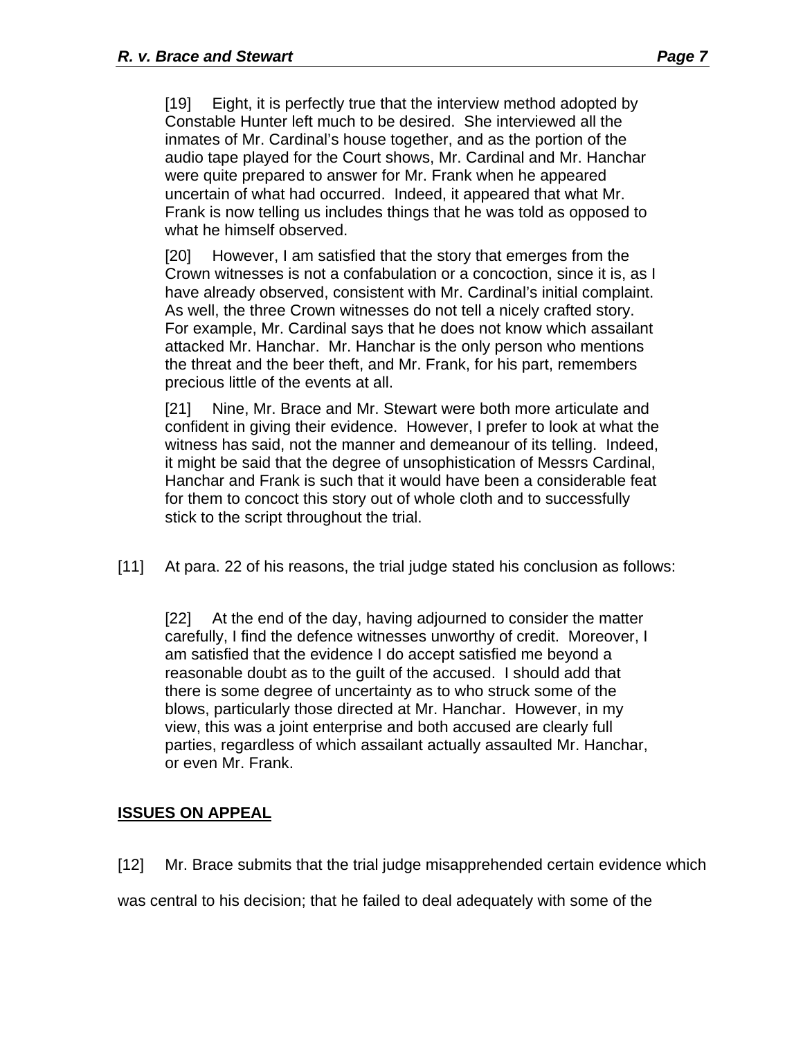> [19] Eight, it is perfectly true that the interview method adopted by Constable Hunter left much to be desired. She interviewed all the inmates of Mr. Cardinal's house together, and as the portion of the audio tape played for the Court shows, Mr. Cardinal and Mr. Hanchar were quite prepared to answer for Mr. Frank when he appeared uncertain of what had occurred. Indeed, it appeared that what Mr. Frank is now telling us includes things that he was told as opposed to what he himself observed.
>
> [20] However, I am satisfied that the story that emerges from the Crown witnesses is not a confabulation or a concoction, since it is, as I have already observed, consistent with Mr. Cardinal's initial complaint. As well, the three Crown witnesses do not tell a nicely crafted story. For example, Mr. Cardinal says that he does not know which assailant attacked Mr. Hanchar. Mr. Hanchar is the only person who mentions the threat and the beer theft, and Mr. Frank, for his part, remembers precious little of the events at all.
>
> [21] Nine, Mr. Brace and Mr. Stewart were both more articulate and confident in giving their evidence. However, I prefer to look at what the witness has said, not the manner and demeanour of its telling. Indeed, it might be said that the degree of unsophistication of Messrs Cardinal, Hanchar and Frank is such that it would have been a considerable feat for them to concoct this story out of whole cloth and to successfully stick to the script throughout the trial.

[11] At para. 22 of his reasons, the trial judge stated his conclusion as follows:

> [22] At the end of the day, having adjourned to consider the matter carefully, I find the defence witnesses unworthy of credit. Moreover, I am satisfied that the evidence I do accept satisfied me beyond a reasonable doubt as to the guilt of the accused. I should add that there is some degree of uncertainty as to who struck some of the blows, particularly those directed at Mr. Hanchar. However, in my view, this was a joint enterprise and both accused are clearly full parties, regardless of which assailant actually assaulted Mr. Hanchar, or even Mr. Frank.

## ISSUES ON APPEAL

[12] Mr. Brace submits that the trial judge misapprehended certain evidence which was central to his decision; that he failed to deal adequately with some of the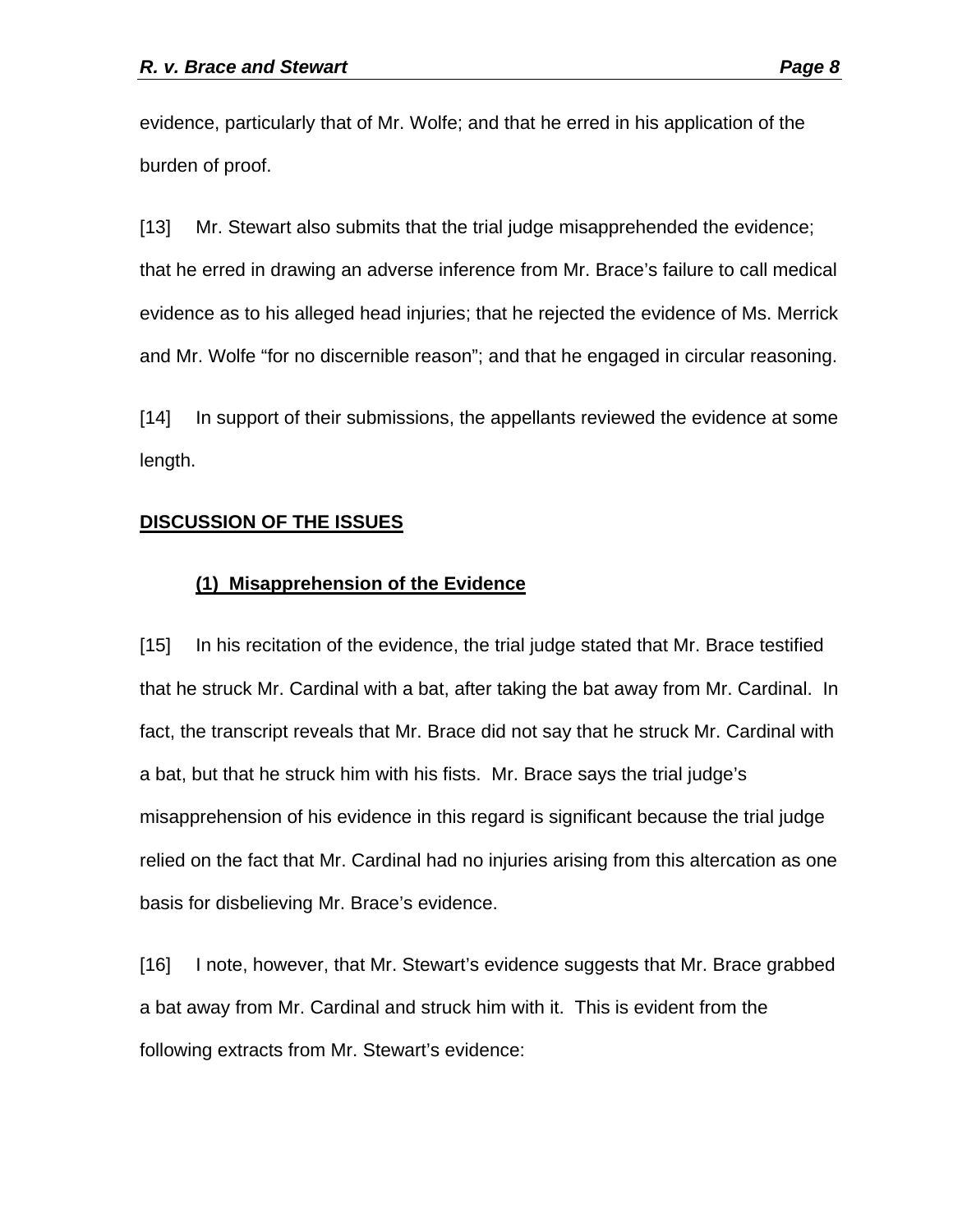evidence, particularly that of Mr. Wolfe; and that he erred in his application of the burden of proof.

[13] Mr. Stewart also submits that the trial judge misapprehended the evidence; that he erred in drawing an adverse inference from Mr. Brace's failure to call medical evidence as to his alleged head injuries; that he rejected the evidence of Ms. Merrick and Mr. Wolfe "for no discernible reason"; and that he engaged in circular reasoning.

[14] In support of their submissions, the appellants reviewed the evidence at some length.

## DISCUSSION OF THE ISSUES

### (1) Misapprehension of the Evidence

[15] In his recitation of the evidence, the trial judge stated that Mr. Brace testified that he struck Mr. Cardinal with a bat, after taking the bat away from Mr. Cardinal. In fact, the transcript reveals that Mr. Brace did not say that he struck Mr. Cardinal with a bat, but that he struck him with his fists. Mr. Brace says the trial judge's misapprehension of his evidence in this regard is significant because the trial judge relied on the fact that Mr. Cardinal had no injuries arising from this altercation as one basis for disbelieving Mr. Brace's evidence.

[16] I note, however, that Mr. Stewart's evidence suggests that Mr. Brace grabbed a bat away from Mr. Cardinal and struck him with it. This is evident from the following extracts from Mr. Stewart's evidence: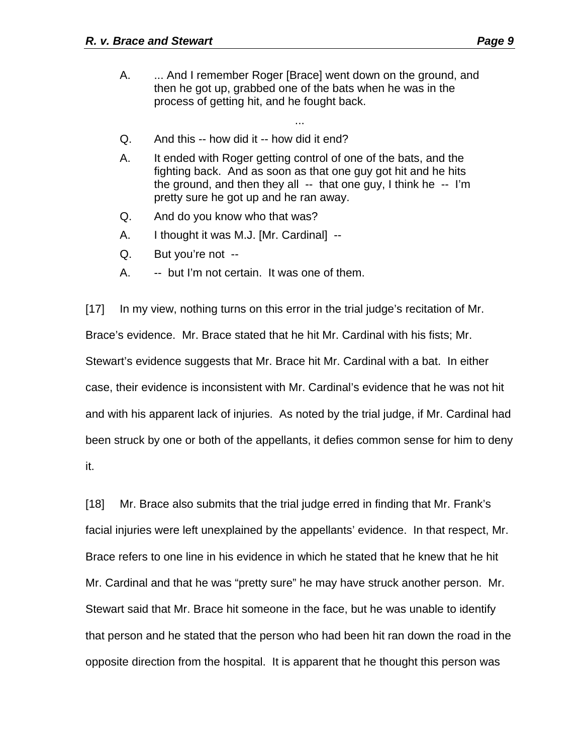A. ... And I remember Roger [Brace] went down on the ground, and then he got up, grabbed one of the bats when he was in the process of getting hit, and he fought back.

...

Q. And this -- how did it -- how did it end?

A. It ended with Roger getting control of one of the bats, and the fighting back. And as soon as that one guy got hit and he hits the ground, and then they all -- that one guy, I think he -- I'm pretty sure he got up and he ran away.

Q. And do you know who that was?

A. I thought it was M.J. [Mr. Cardinal] --

Q. But you're not --

A. -- but I'm not certain. It was one of them.

[17] In my view, nothing turns on this error in the trial judge's recitation of Mr. Brace's evidence. Mr. Brace stated that he hit Mr. Cardinal with his fists; Mr. Stewart's evidence suggests that Mr. Brace hit Mr. Cardinal with a bat. In either case, their evidence is inconsistent with Mr. Cardinal's evidence that he was not hit and with his apparent lack of injuries. As noted by the trial judge, if Mr. Cardinal had been struck by one or both of the appellants, it defies common sense for him to deny it.

[18] Mr. Brace also submits that the trial judge erred in finding that Mr. Frank's facial injuries were left unexplained by the appellants' evidence. In that respect, Mr. Brace refers to one line in his evidence in which he stated that he knew that he hit Mr. Cardinal and that he was "pretty sure" he may have struck another person. Mr. Stewart said that Mr. Brace hit someone in the face, but he was unable to identify that person and he stated that the person who had been hit ran down the road in the opposite direction from the hospital. It is apparent that he thought this person was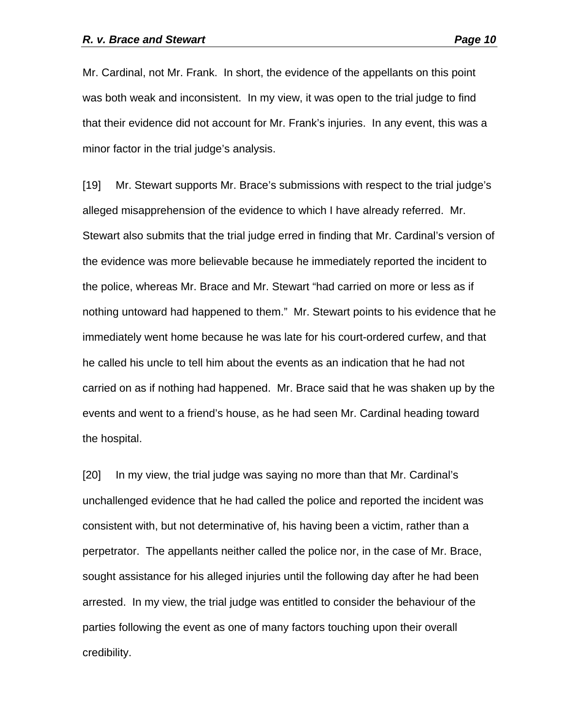Mr. Cardinal, not Mr. Frank. In short, the evidence of the appellants on this point was both weak and inconsistent. In my view, it was open to the trial judge to find that their evidence did not account for Mr. Frank's injuries. In any event, this was a minor factor in the trial judge's analysis.

[19] Mr. Stewart supports Mr. Brace's submissions with respect to the trial judge's alleged misapprehension of the evidence to which I have already referred. Mr. Stewart also submits that the trial judge erred in finding that Mr. Cardinal's version of the evidence was more believable because he immediately reported the incident to the police, whereas Mr. Brace and Mr. Stewart "had carried on more or less as if nothing untoward had happened to them." Mr. Stewart points to his evidence that he immediately went home because he was late for his court-ordered curfew, and that he called his uncle to tell him about the events as an indication that he had not carried on as if nothing had happened. Mr. Brace said that he was shaken up by the events and went to a friend's house, as he had seen Mr. Cardinal heading toward the hospital.

[20] In my view, the trial judge was saying no more than that Mr. Cardinal's unchallenged evidence that he had called the police and reported the incident was consistent with, but not determinative of, his having been a victim, rather than a perpetrator. The appellants neither called the police nor, in the case of Mr. Brace, sought assistance for his alleged injuries until the following day after he had been arrested. In my view, the trial judge was entitled to consider the behaviour of the parties following the event as one of many factors touching upon their overall credibility.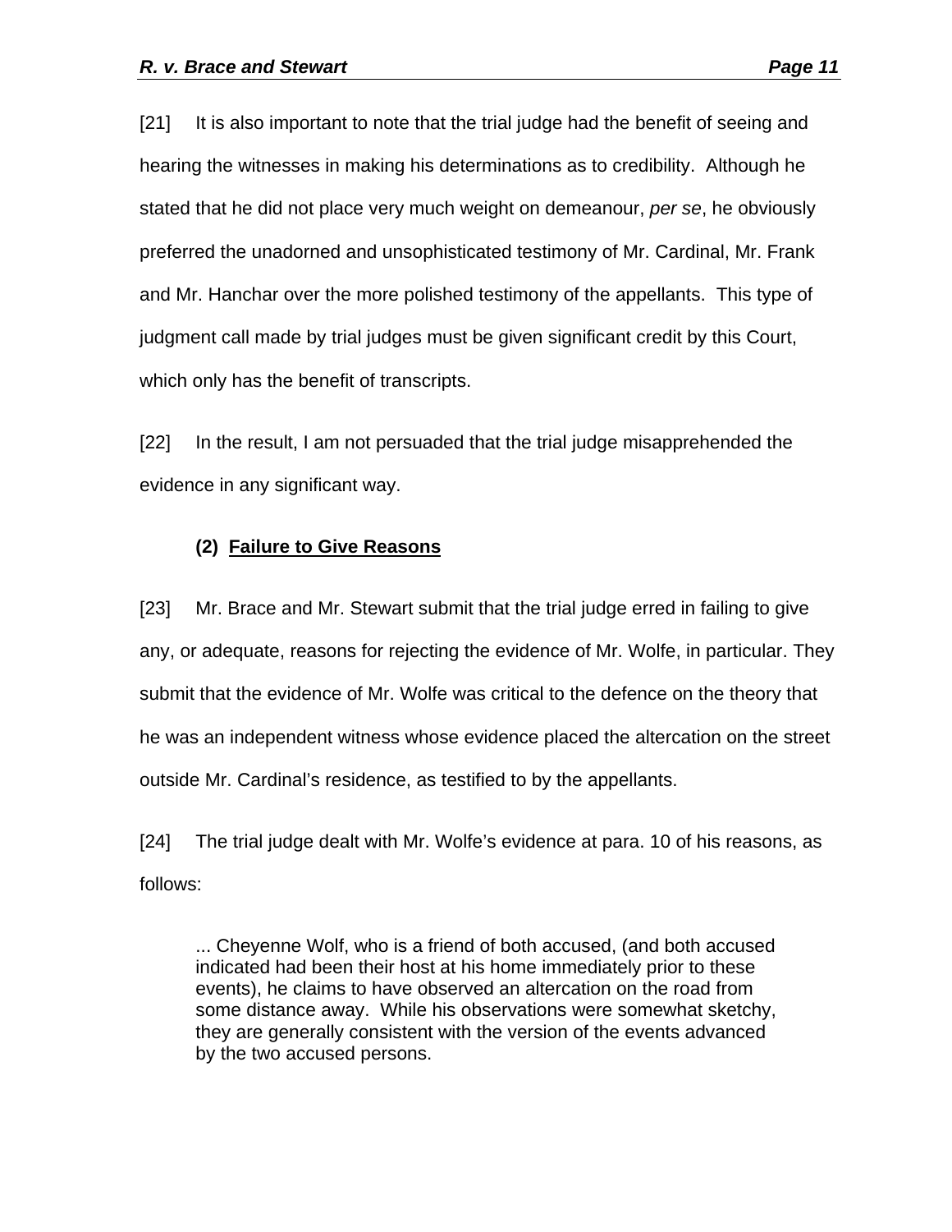[21] It is also important to note that the trial judge had the benefit of seeing and hearing the witnesses in making his determinations as to credibility. Although he stated that he did not place very much weight on demeanour, *per se*, he obviously preferred the unadorned and unsophisticated testimony of Mr. Cardinal, Mr. Frank and Mr. Hanchar over the more polished testimony of the appellants. This type of judgment call made by trial judges must be given significant credit by this Court, which only has the benefit of transcripts.

[22] In the result, I am not persuaded that the trial judge misapprehended the evidence in any significant way.

### (2) Failure to Give Reasons

[23] Mr. Brace and Mr. Stewart submit that the trial judge erred in failing to give any, or adequate, reasons for rejecting the evidence of Mr. Wolfe, in particular. They submit that the evidence of Mr. Wolfe was critical to the defence on the theory that he was an independent witness whose evidence placed the altercation on the street outside Mr. Cardinal's residence, as testified to by the appellants.

[24] The trial judge dealt with Mr. Wolfe's evidence at para. 10 of his reasons, as follows:

> ... Cheyenne Wolf, who is a friend of both accused, (and both accused indicated had been their host at his home immediately prior to these events), he claims to have observed an altercation on the road from some distance away. While his observations were somewhat sketchy, they are generally consistent with the version of the events advanced by the two accused persons.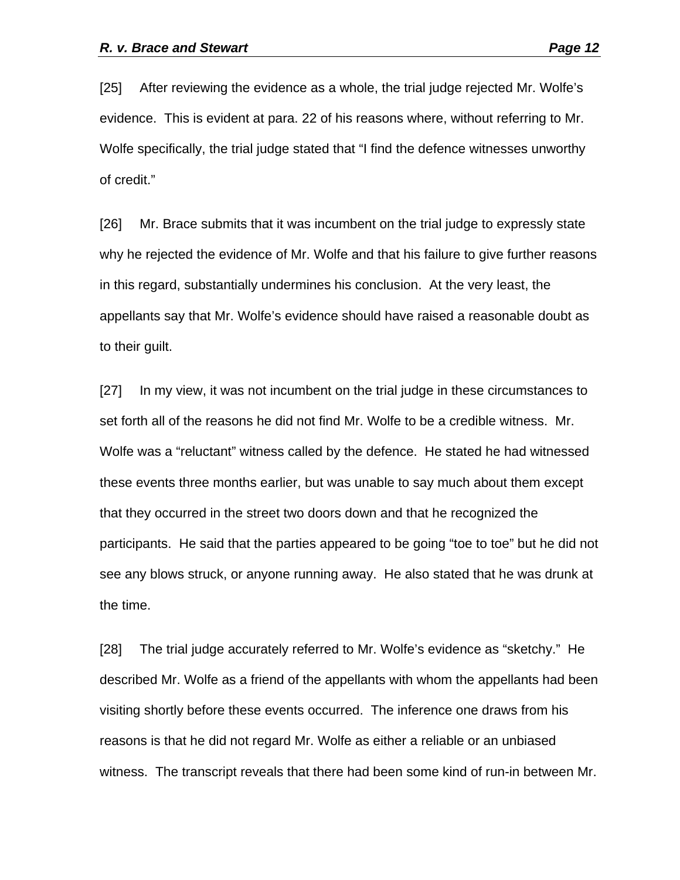[25] After reviewing the evidence as a whole, the trial judge rejected Mr. Wolfe's evidence. This is evident at para. 22 of his reasons where, without referring to Mr. Wolfe specifically, the trial judge stated that "I find the defence witnesses unworthy of credit."

[26] Mr. Brace submits that it was incumbent on the trial judge to expressly state why he rejected the evidence of Mr. Wolfe and that his failure to give further reasons in this regard, substantially undermines his conclusion. At the very least, the appellants say that Mr. Wolfe's evidence should have raised a reasonable doubt as to their guilt.

[27] In my view, it was not incumbent on the trial judge in these circumstances to set forth all of the reasons he did not find Mr. Wolfe to be a credible witness. Mr. Wolfe was a "reluctant" witness called by the defence. He stated he had witnessed these events three months earlier, but was unable to say much about them except that they occurred in the street two doors down and that he recognized the participants. He said that the parties appeared to be going "toe to toe" but he did not see any blows struck, or anyone running away. He also stated that he was drunk at the time.

[28] The trial judge accurately referred to Mr. Wolfe's evidence as "sketchy." He described Mr. Wolfe as a friend of the appellants with whom the appellants had been visiting shortly before these events occurred. The inference one draws from his reasons is that he did not regard Mr. Wolfe as either a reliable or an unbiased witness. The transcript reveals that there had been some kind of run-in between Mr.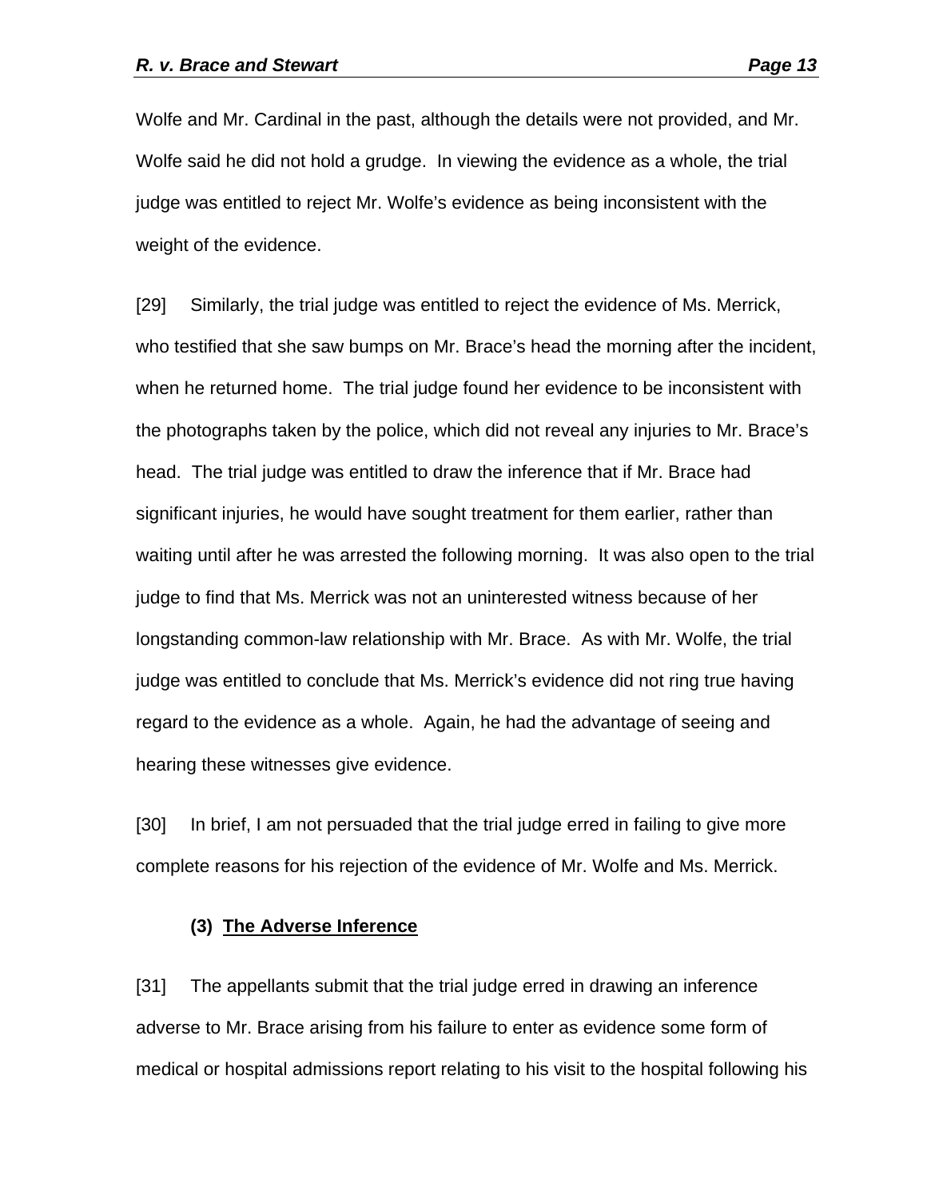Wolfe and Mr. Cardinal in the past, although the details were not provided, and Mr. Wolfe said he did not hold a grudge. In viewing the evidence as a whole, the trial judge was entitled to reject Mr. Wolfe's evidence as being inconsistent with the weight of the evidence.

[29] Similarly, the trial judge was entitled to reject the evidence of Ms. Merrick, who testified that she saw bumps on Mr. Brace's head the morning after the incident, when he returned home. The trial judge found her evidence to be inconsistent with the photographs taken by the police, which did not reveal any injuries to Mr. Brace's head. The trial judge was entitled to draw the inference that if Mr. Brace had significant injuries, he would have sought treatment for them earlier, rather than waiting until after he was arrested the following morning. It was also open to the trial judge to find that Ms. Merrick was not an uninterested witness because of her longstanding common-law relationship with Mr. Brace. As with Mr. Wolfe, the trial judge was entitled to conclude that Ms. Merrick's evidence did not ring true having regard to the evidence as a whole. Again, he had the advantage of seeing and hearing these witnesses give evidence.

[30] In brief, I am not persuaded that the trial judge erred in failing to give more complete reasons for his rejection of the evidence of Mr. Wolfe and Ms. Merrick.

### (3) The Adverse Inference

[31] The appellants submit that the trial judge erred in drawing an inference adverse to Mr. Brace arising from his failure to enter as evidence some form of medical or hospital admissions report relating to his visit to the hospital following his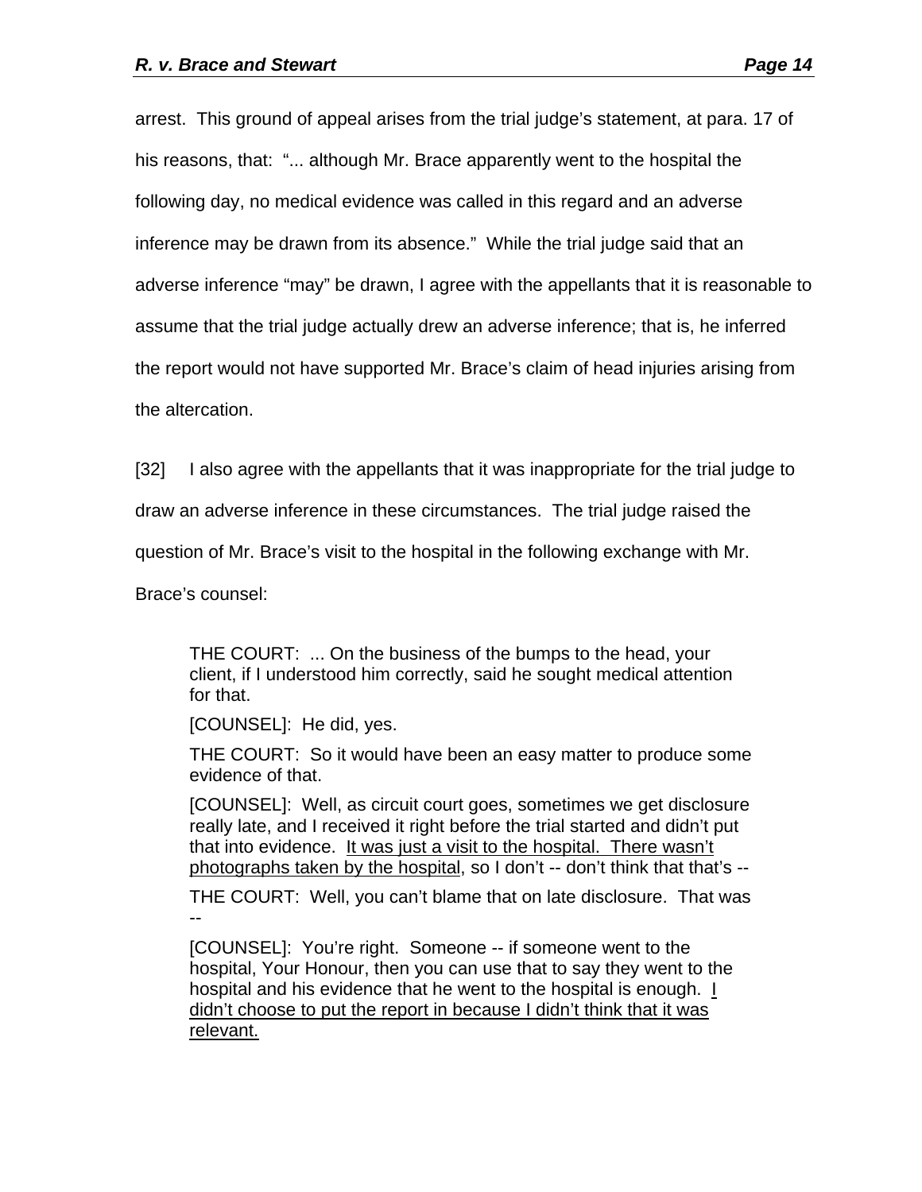arrest. This ground of appeal arises from the trial judge's statement, at para. 17 of his reasons, that: "... although Mr. Brace apparently went to the hospital the following day, no medical evidence was called in this regard and an adverse inference may be drawn from its absence." While the trial judge said that an adverse inference "may" be drawn, I agree with the appellants that it is reasonable to assume that the trial judge actually drew an adverse inference; that is, he inferred the report would not have supported Mr. Brace's claim of head injuries arising from the altercation.

[32] I also agree with the appellants that it was inappropriate for the trial judge to draw an adverse inference in these circumstances. The trial judge raised the question of Mr. Brace's visit to the hospital in the following exchange with Mr. Brace's counsel:

> THE COURT: ... On the business of the bumps to the head, your client, if I understood him correctly, said he sought medical attention for that.
>
> [COUNSEL]: He did, yes.
>
> THE COURT: So it would have been an easy matter to produce some evidence of that.
>
> [COUNSEL]: Well, as circuit court goes, sometimes we get disclosure really late, and I received it right before the trial started and didn't put that into evidence. <u>It was just a visit to the hospital. There wasn't photographs taken by the hospital</u>, so I don't -- don't think that that's --
>
> THE COURT: Well, you can't blame that on late disclosure. That was --
>
> [COUNSEL]: You're right. Someone -- if someone went to the hospital, Your Honour, then you can use that to say they went to the hospital and his evidence that he went to the hospital is enough. <u>I didn't choose to put the report in because I didn't think that it was relevant.</u>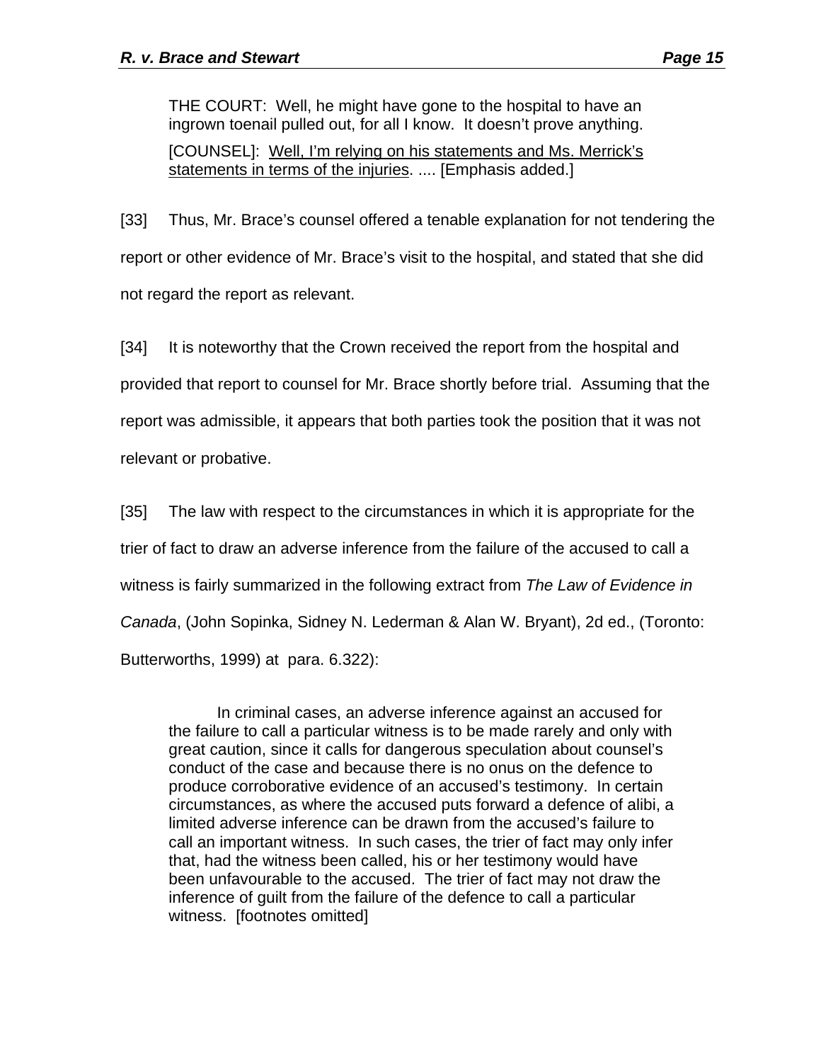> THE COURT: Well, he might have gone to the hospital to have an ingrown toenail pulled out, for all I know. It doesn't prove anything.
>
> [COUNSEL]: <u>Well, I'm relying on his statements and Ms. Merrick's statements in terms of the injuries</u>. .... [Emphasis added.]

[33] Thus, Mr. Brace's counsel offered a tenable explanation for not tendering the report or other evidence of Mr. Brace's visit to the hospital, and stated that she did not regard the report as relevant.

[34] It is noteworthy that the Crown received the report from the hospital and provided that report to counsel for Mr. Brace shortly before trial. Assuming that the report was admissible, it appears that both parties took the position that it was not relevant or probative.

[35] The law with respect to the circumstances in which it is appropriate for the trier of fact to draw an adverse inference from the failure of the accused to call a witness is fairly summarized in the following extract from *The Law of Evidence in Canada*, (John Sopinka, Sidney N. Lederman & Alan W. Bryant), 2d ed., (Toronto: Butterworths, 1999) at para. 6.322):

> In criminal cases, an adverse inference against an accused for the failure to call a particular witness is to be made rarely and only with great caution, since it calls for dangerous speculation about counsel's conduct of the case and because there is no onus on the defence to produce corroborative evidence of an accused's testimony. In certain circumstances, as where the accused puts forward a defence of alibi, a limited adverse inference can be drawn from the accused's failure to call an important witness. In such cases, the trier of fact may only infer that, had the witness been called, his or her testimony would have been unfavourable to the accused. The trier of fact may not draw the inference of guilt from the failure of the defence to call a particular witness. [footnotes omitted]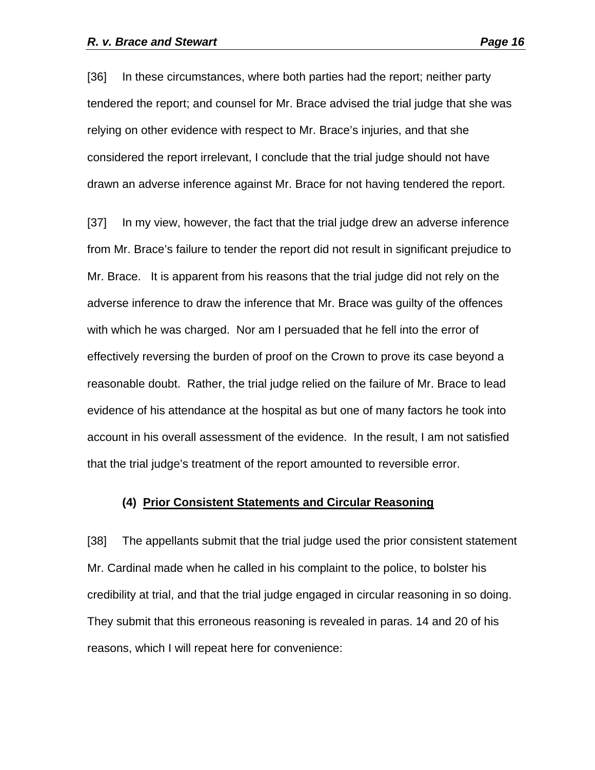[36] In these circumstances, where both parties had the report; neither party tendered the report; and counsel for Mr. Brace advised the trial judge that she was relying on other evidence with respect to Mr. Brace's injuries, and that she considered the report irrelevant, I conclude that the trial judge should not have drawn an adverse inference against Mr. Brace for not having tendered the report.

[37] In my view, however, the fact that the trial judge drew an adverse inference from Mr. Brace's failure to tender the report did not result in significant prejudice to Mr. Brace. It is apparent from his reasons that the trial judge did not rely on the adverse inference to draw the inference that Mr. Brace was guilty of the offences with which he was charged. Nor am I persuaded that he fell into the error of effectively reversing the burden of proof on the Crown to prove its case beyond a reasonable doubt. Rather, the trial judge relied on the failure of Mr. Brace to lead evidence of his attendance at the hospital as but one of many factors he took into account in his overall assessment of the evidence. In the result, I am not satisfied that the trial judge's treatment of the report amounted to reversible error.

**(4) <u>Prior Consistent Statements and Circular Reasoning</u>**

[38] The appellants submit that the trial judge used the prior consistent statement Mr. Cardinal made when he called in his complaint to the police, to bolster his credibility at trial, and that the trial judge engaged in circular reasoning in so doing. They submit that this erroneous reasoning is revealed in paras. 14 and 20 of his reasons, which I will repeat here for convenience: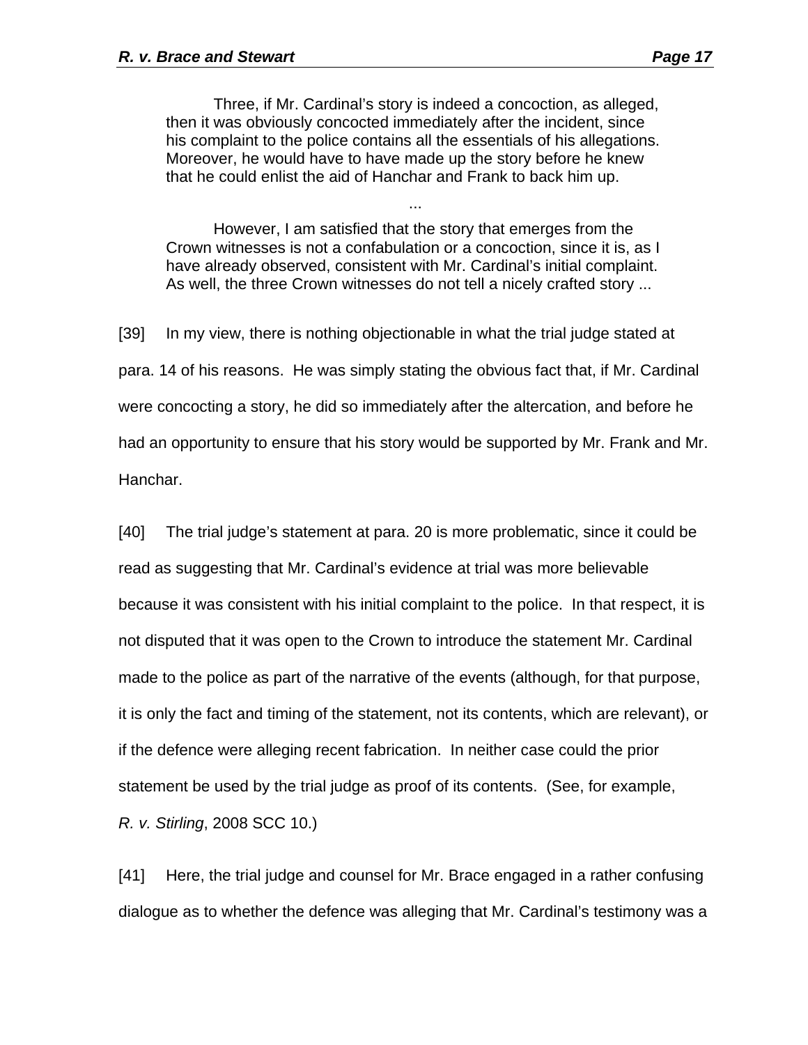> Three, if Mr. Cardinal's story is indeed a concoction, as alleged, then it was obviously concocted immediately after the incident, since his complaint to the police contains all the essentials of his allegations. Moreover, he would have to have made up the story before he knew that he could enlist the aid of Hanchar and Frank to back him up.
>
> ...
>
> However, I am satisfied that the story that emerges from the Crown witnesses is not a confabulation or a concoction, since it is, as I have already observed, consistent with Mr. Cardinal's initial complaint. As well, the three Crown witnesses do not tell a nicely crafted story ...

[39] In my view, there is nothing objectionable in what the trial judge stated at para. 14 of his reasons. He was simply stating the obvious fact that, if Mr. Cardinal were concocting a story, he did so immediately after the altercation, and before he had an opportunity to ensure that his story would be supported by Mr. Frank and Mr. Hanchar.

[40] The trial judge's statement at para. 20 is more problematic, since it could be read as suggesting that Mr. Cardinal's evidence at trial was more believable because it was consistent with his initial complaint to the police. In that respect, it is not disputed that it was open to the Crown to introduce the statement Mr. Cardinal made to the police as part of the narrative of the events (although, for that purpose, it is only the fact and timing of the statement, not its contents, which are relevant), or if the defence were alleging recent fabrication. In neither case could the prior statement be used by the trial judge as proof of its contents. (See, for example, *R. v. Stirling*, 2008 SCC 10.)

[41] Here, the trial judge and counsel for Mr. Brace engaged in a rather confusing dialogue as to whether the defence was alleging that Mr. Cardinal's testimony was a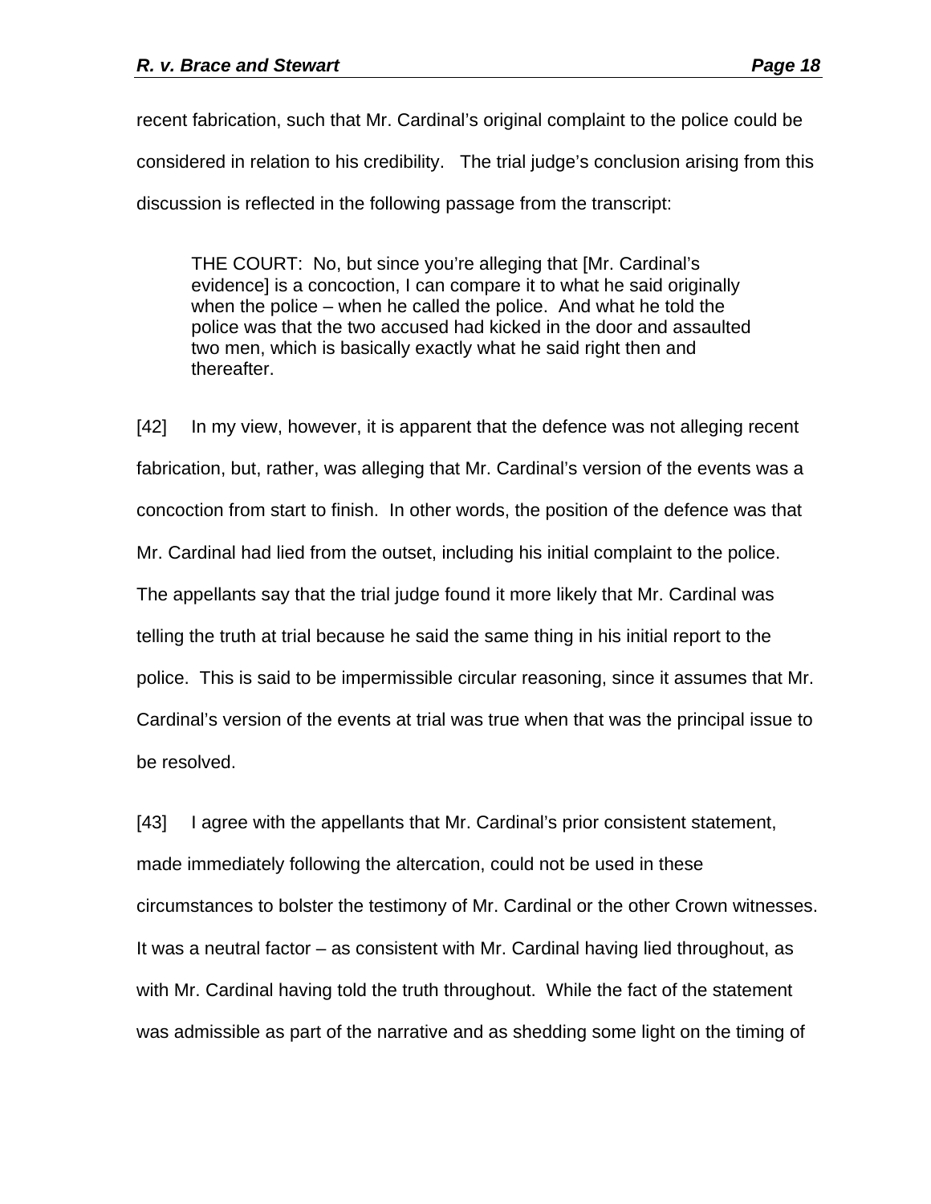recent fabrication, such that Mr. Cardinal's original complaint to the police could be considered in relation to his credibility. The trial judge's conclusion arising from this discussion is reflected in the following passage from the transcript:

> THE COURT: No, but since you're alleging that [Mr. Cardinal's evidence] is a concoction, I can compare it to what he said originally when the police – when he called the police. And what he told the police was that the two accused had kicked in the door and assaulted two men, which is basically exactly what he said right then and thereafter.

[42] In my view, however, it is apparent that the defence was not alleging recent fabrication, but, rather, was alleging that Mr. Cardinal's version of the events was a concoction from start to finish. In other words, the position of the defence was that Mr. Cardinal had lied from the outset, including his initial complaint to the police. The appellants say that the trial judge found it more likely that Mr. Cardinal was telling the truth at trial because he said the same thing in his initial report to the police. This is said to be impermissible circular reasoning, since it assumes that Mr. Cardinal's version of the events at trial was true when that was the principal issue to be resolved.

[43] I agree with the appellants that Mr. Cardinal's prior consistent statement, made immediately following the altercation, could not be used in these circumstances to bolster the testimony of Mr. Cardinal or the other Crown witnesses. It was a neutral factor – as consistent with Mr. Cardinal having lied throughout, as with Mr. Cardinal having told the truth throughout. While the fact of the statement was admissible as part of the narrative and as shedding some light on the timing of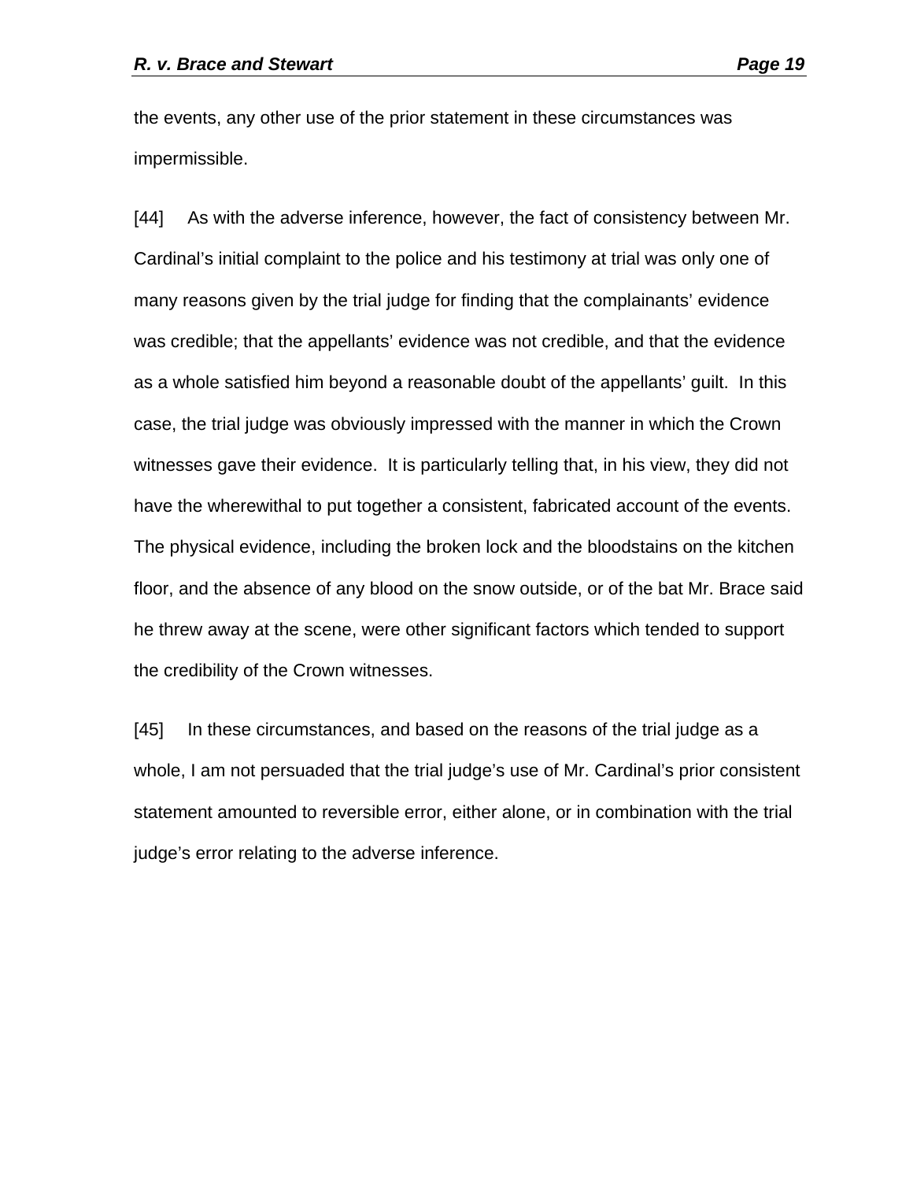the events, any other use of the prior statement in these circumstances was impermissible.

[44] As with the adverse inference, however, the fact of consistency between Mr. Cardinal's initial complaint to the police and his testimony at trial was only one of many reasons given by the trial judge for finding that the complainants' evidence was credible; that the appellants' evidence was not credible, and that the evidence as a whole satisfied him beyond a reasonable doubt of the appellants' guilt. In this case, the trial judge was obviously impressed with the manner in which the Crown witnesses gave their evidence. It is particularly telling that, in his view, they did not have the wherewithal to put together a consistent, fabricated account of the events. The physical evidence, including the broken lock and the bloodstains on the kitchen floor, and the absence of any blood on the snow outside, or of the bat Mr. Brace said he threw away at the scene, were other significant factors which tended to support the credibility of the Crown witnesses.

[45] In these circumstances, and based on the reasons of the trial judge as a whole, I am not persuaded that the trial judge's use of Mr. Cardinal's prior consistent statement amounted to reversible error, either alone, or in combination with the trial judge's error relating to the adverse inference.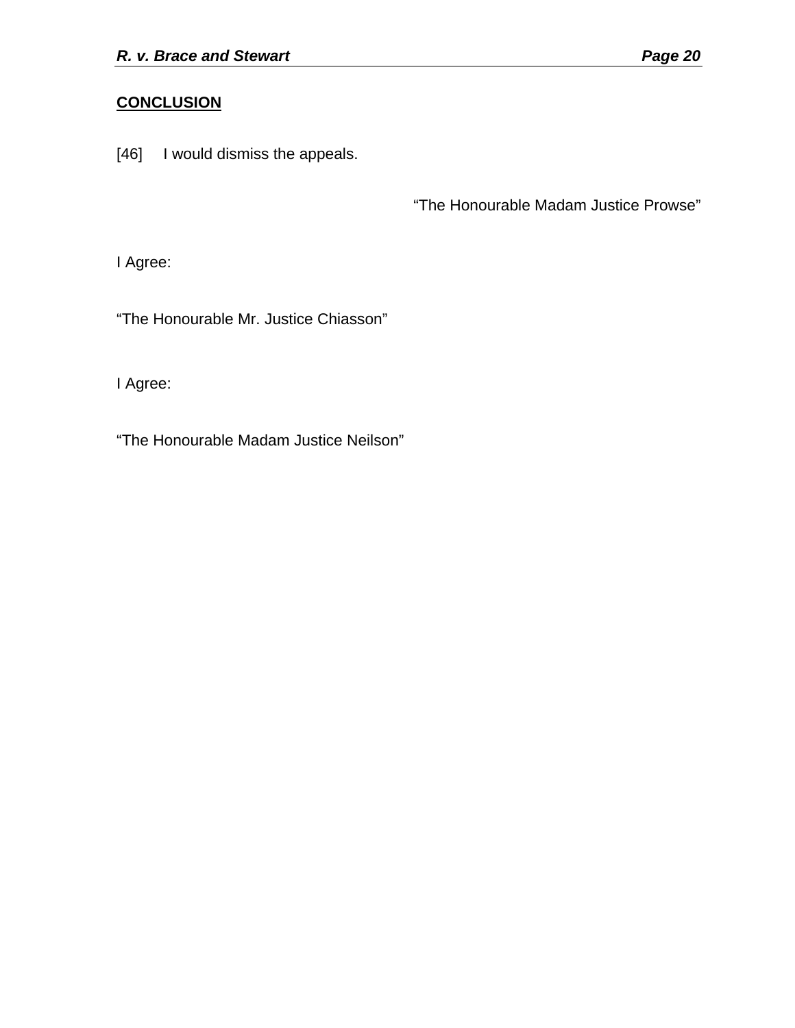**CONCLUSION**

[46] I would dismiss the appeals.

"The Honourable Madam Justice Prowse"

I Agree:

"The Honourable Mr. Justice Chiasson"

I Agree:

"The Honourable Madam Justice Neilson"